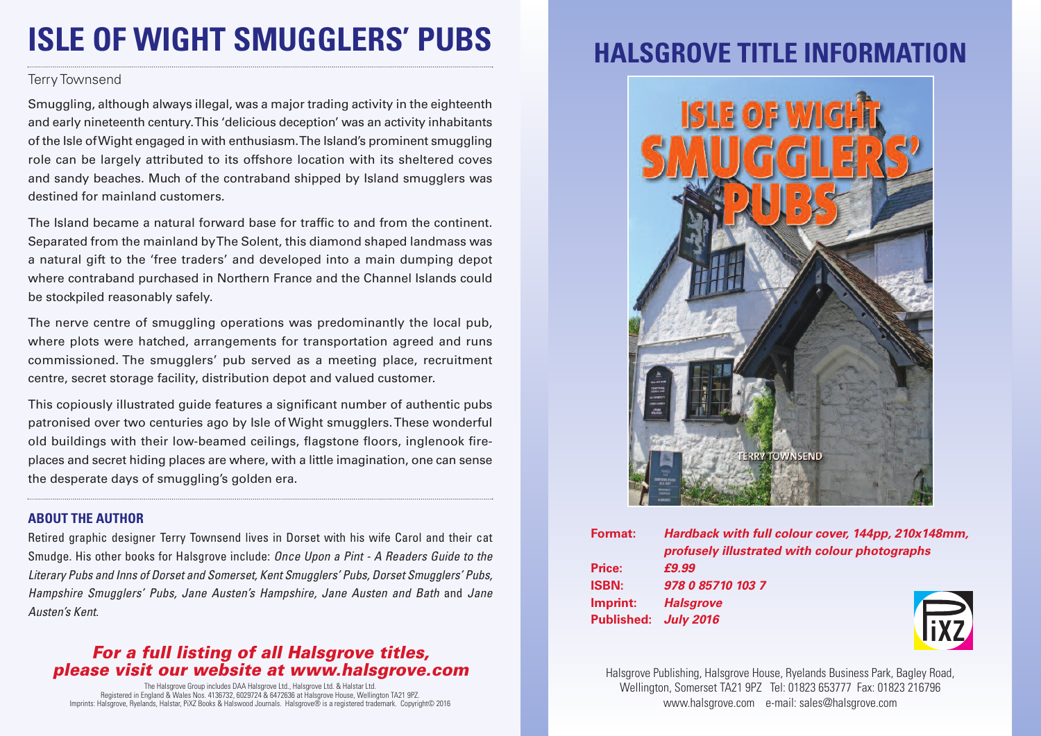# ISLE OF WIGHT SMUGGLERS' PUBS

Terry Townsend

Smuggling, although always illegal, was a major trading activity in the eighteenth and early nineteenth century. This 'delicious deception' was an activity inhabitants of the Isle of Wight engaged in with enthusiasm. The Island's prominent smuggling role can be largely attributed to its offshore location with its sheltered coves and sandy beaches. Much of the contraband shipped by Island smugglers was destined for mainland customers.

The Island became a natural forward base for traffic to and from the continent. Separated from the mainland by The Solent, this diamond shaped landmass was a natural gift to the 'free traders' and developed into a main dumping depot where contraband purchased in Northern France and the Channel Islands could be stockpiled reasonably safely.

The nerve centre of smuggling operations was predominantly the local pub, where plots were hatched, arrangements for transportation agreed and runs commissioned. The smugglers' pub served as a meeting place, recruitment centre, secret storage facility, distribution depot and valued customer.

This copiously illustrated guide features a significant number of authentic pubs patronised over two centuries ago by Isle of Wight smugglers. These wonderful old buildings with their low-beamed ceilings, flagstone floors, inglenook fire-places and secret hiding places are where, with a little imagination, one can sense the desperate days of smuggling's golden era.

### ABOUT THE AUTHOR

Retired graphic designer Terry Townsend lives in Dorset with his wife Carol and their cat Smudge. His other books for Halsgrove include: *Once Upon a Pint - A Readers Guide to the Literary Pubs and Inns of Dorset and Somerset, Kent Smugglers' Pubs, Dorset Smugglers' Pubs, Hampshire Smugglers' Pubs, Jane Austen's Hampshire, Jane Austen and Bath* and *Jane Austen's Kent.*

***For a full listing of all Halsgrove titles, please visit our website at www.halsgrove.com***

The Halsgrove Group includes DAA Halsgrove Ltd., Halsgrove Ltd. & Halstar Ltd.
Registered in England & Wales Nos. 4136732, 6029724 & 6472636 at Halsgrove House, Wellington TA21 9PZ.
Imprints: Halsgrove, Ryelands, Halstar, PiXZ Books & Halswood Journals. Halsgrove® is a registered trademark. Copyright© 2016

## HALSGROVE TITLE INFORMATION

ISLE OF WIGHT SMUGGLERS' PUBS

TERRY TOWNSEND

**Format:** ***Hardback with full colour cover, 144pp, 210x148mm, profusely illustrated with colour photographs***
**Price:** ***£9.99***
**ISBN:** ***978 0 85710 103 7***
**Imprint:** ***Halsgrove***
**Published:** ***July 2016***

PiXZ

Halsgrove Publishing, Halsgrove House, Ryelands Business Park, Bagley Road, Wellington, Somerset TA21 9PZ Tel: 01823 653777 Fax: 01823 216796
www.halsgrove.com e-mail: sales@halsgrove.com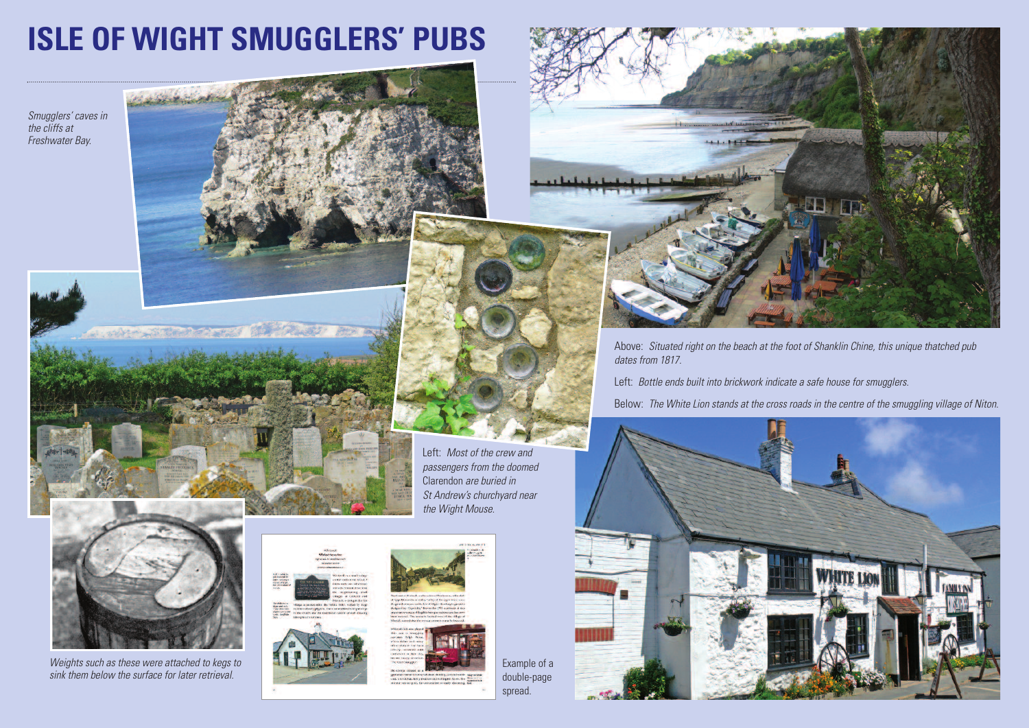# ISLE OF WIGHT SMUGGLERS' PUBS

*Smugglers' caves in the cliffs at Freshwater Bay.*

Above: *Situated right on the beach at the foot of Shanklin Chine, this unique thatched pub dates from 1817.*

Left: *Bottle ends built into brickwork indicate a safe house for smugglers.*

Below: *The White Lion stands at the cross roads in the centre of the smuggling village of Niton.*

Left: *Most of the crew and passengers from the doomed* Clarendon *are buried in St Andrew's churchyard near the Wight Mouse.*

*Weights such as these were attached to kegs to sink them below the surface for later retrieval.*

Example of a double-page spread.